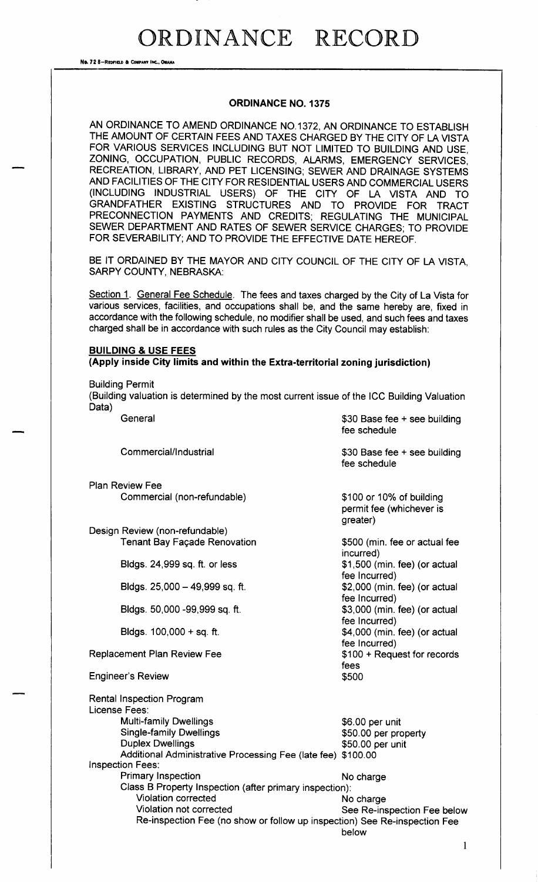# ORDINANCE RECORD

## ORDINANCE NO. 1375

AN ORDINANCE TO AMEND ORDINANCE NO.1372, AN ORDINANCE TO ESTABLISH THE AMOUNT OF CERTAIN FEES AND TAXES CHARGED BY THE CITY OF LA VISTA FOR VARIOUS SERVICES INCLUDING BUT NOT LIMITED TO BUILDING AND USE, ZONING, OCCUPATION, PUBLIC RECORDS, ALARMS, EMERGENCY SERVICES, RECREATION, LIBRARY, AND PET LICENSING; SEWER AND DRAINAGE SYSTEMS AND FACILITIES OF THE CITY FOR RESIDENTIAL USERS AND COMMERCIAL USERS (INCLUDING INDUSTRIAL USERS) OF THE CITY OF LA VISTA AND TO GRANDFATHER EXISTING STRUCTURES AND TO PROVIDE FOR TRACT PRECONNECTION PAYMENTS AND CREDITS; REGULATING THE MUNICIPAL SEWER DEPARTMENT AND RATES OF SEWER SERVICE CHARGES; TO PROVIDE FOR SEVERABILITY; AND TO PROVIDE THE EFFECTIVE DATE HEREOF.

BE IT ORDAINED BY THE MAYOR AND CITY COUNCIL OF THE CITY OF LA VISTA, SARPY COUNTY, NEBRASKA:

Section 1. General Fee Schedule. The fees and taxes charged by the City of La Vista for various services, facilities, and occupations shall be, and the same hereby are, fixed in accordance with the following schedule, no modifier shall be used, and such fees and taxes charged shall be in accordance with such rules as the City Council may establish:

**BUILDING & USE FEES**
**(Apply inside City limits and within the Extra-territorial zoning jurisdiction)**

Building Permit
(Building valuation is determined by the most current issue of the ICC Building Valuation Data)

| | |
|---|---|
| General | $30 Base fee + see building fee schedule |
| Commercial/Industrial | $30 Base fee + see building fee schedule |
| Plan Review Fee | |
| Commercial (non-refundable) | $100 or 10% of building permit fee (whichever is greater) |
| Design Review (non-refundable) | |
| Tenant Bay Façade Renovation | $500 (min. fee or actual fee incurred) |
| Bldgs. 24,999 sq. ft. or less | $1,500 (min. fee) (or actual fee Incurred) |
| Bldgs. 25,000 – 49,999 sq. ft. | $2,000 (min. fee) (or actual fee Incurred) |
| Bldgs. 50,000 -99,999 sq. ft. | $3,000 (min. fee) (or actual fee Incurred) |
| Bldgs. 100,000 + sq. ft. | $4,000 (min. fee) (or actual fee Incurred) |
| Replacement Plan Review Fee | $100 + Request for records fees |
| Engineer's Review | $500 |

Rental Inspection Program

License Fees:

| | |
|---|---|
| Multi-family Dwellings | $6.00 per unit |
| Single-family Dwellings | $50.00 per property |
| Duplex Dwellings | $50.00 per unit |
| Additional Administrative Processing Fee (late fee) | $100.00 |

Inspection Fees:

| | |
|---|---|
| Primary Inspection | No charge |
| Class B Property Inspection (after primary inspection): | |
| Violation corrected | No charge |
| Violation not corrected | See Re-inspection Fee below |
| Re-inspection Fee (no show or follow up inspection) | See Re-inspection Fee below |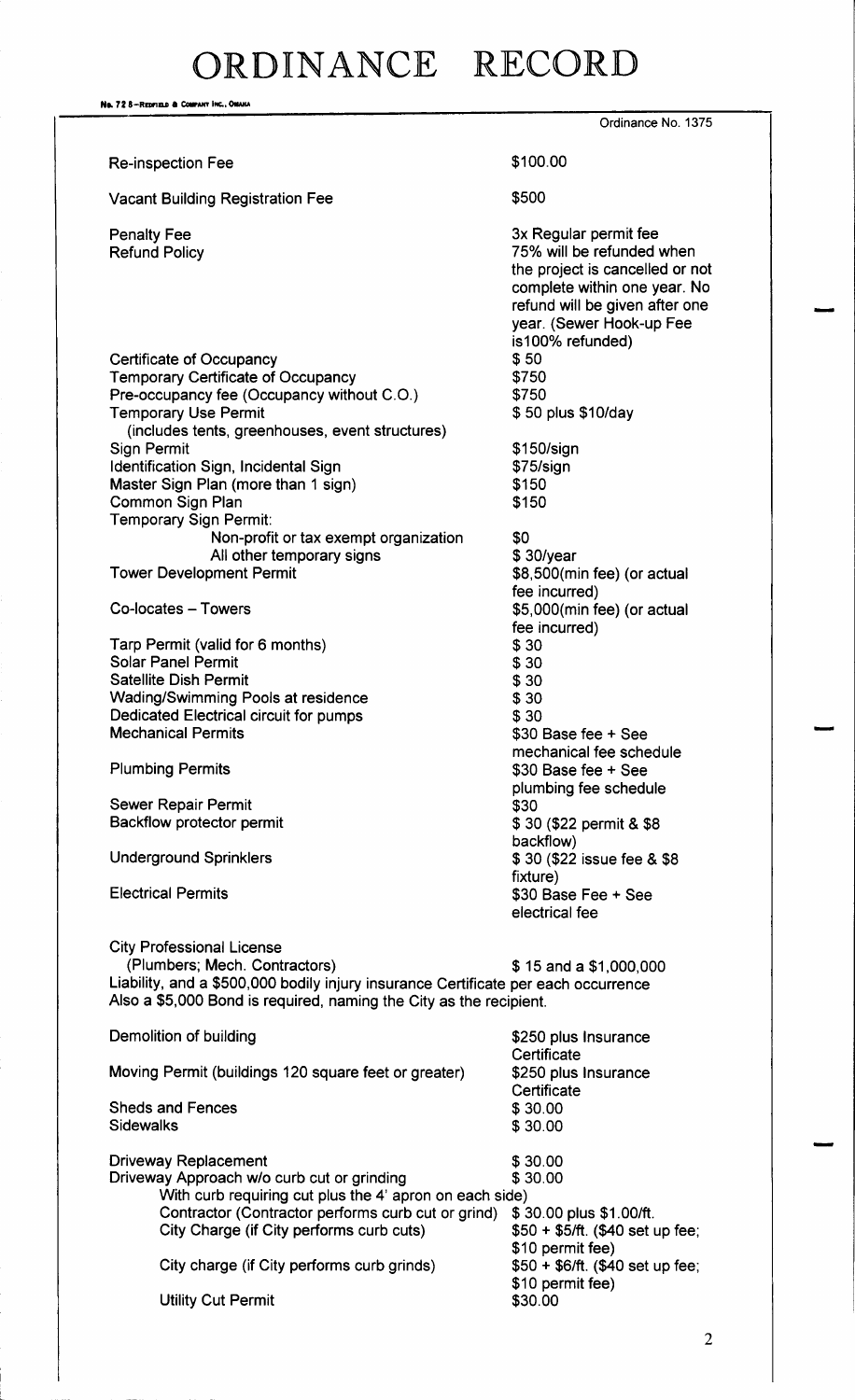Ordinance No. 1375

| Item | Fee |
|---|---|
| Re-inspection Fee | $100.00 |
| Vacant Building Registration Fee | $500 |
| Penalty Fee | 3x Regular permit fee |
| Refund Policy | 75% will be refunded when the project is cancelled or not complete within one year. No refund will be given after one year. (Sewer Hook-up Fee is100% refunded) |
| Certificate of Occupancy | $ 50 |
| Temporary Certificate of Occupancy | $750 |
| Pre-occupancy fee (Occupancy without C.O.) | $750 |
| Temporary Use Permit (includes tents, greenhouses, event structures) | $ 50 plus $10/day |
| Sign Permit | $150/sign |
| Identification Sign, Incidental Sign | $75/sign |
| Master Sign Plan (more than 1 sign) | $150 |
| Common Sign Plan | $150 |
| Temporary Sign Permit: | |
| Non-profit or tax exempt organization | $0 |
| All other temporary signs | $ 30/year |
| Tower Development Permit | $8,500(min fee) (or actual fee incurred) |
| Co-locates – Towers | $5,000(min fee) (or actual fee incurred) |
| Tarp Permit (valid for 6 months) | $ 30 |
| Solar Panel Permit | $ 30 |
| Satellite Dish Permit | $ 30 |
| Wading/Swimming Pools at residence | $ 30 |
| Dedicated Electrical circuit for pumps | $ 30 |
| Mechanical Permits | $30 Base fee + See mechanical fee schedule |
| Plumbing Permits | $30 Base fee + See plumbing fee schedule |
| Sewer Repair Permit | $30 |
| Backflow protector permit | $ 30 ($22 permit & $8 backflow) |
| Underground Sprinklers | $ 30 ($22 issue fee & $8 fixture) |
| Electrical Permits | $30 Base Fee + See electrical fee |

City Professional License
(Plumbers; Mech. Contractors) $ 15 and a $1,000,000 Liability, and a $500,000 bodily injury insurance Certificate per each occurrence Also a $5,000 Bond is required, naming the City as the recipient.

| Item | Fee |
|---|---|
| Demolition of building | $250 plus Insurance Certificate |
| Moving Permit (buildings 120 square feet or greater) | $250 plus Insurance Certificate |
| Sheds and Fences | $ 30.00 |
| Sidewalks | $ 30.00 |
| Driveway Replacement | $ 30.00 |
| Driveway Approach w/o curb cut or grinding | $ 30.00 |
| With curb requiring cut plus the 4' apron on each side) | |
| Contractor (Contractor performs curb cut or grind) | $ 30.00 plus $1.00/ft. |
| City Charge (if City performs curb cuts) | $50 + $5/ft. ($40 set up fee; $10 permit fee) |
| City charge (if City performs curb grinds) | $50 + $6/ft. ($40 set up fee; $10 permit fee) |
| Utility Cut Permit | $30.00 |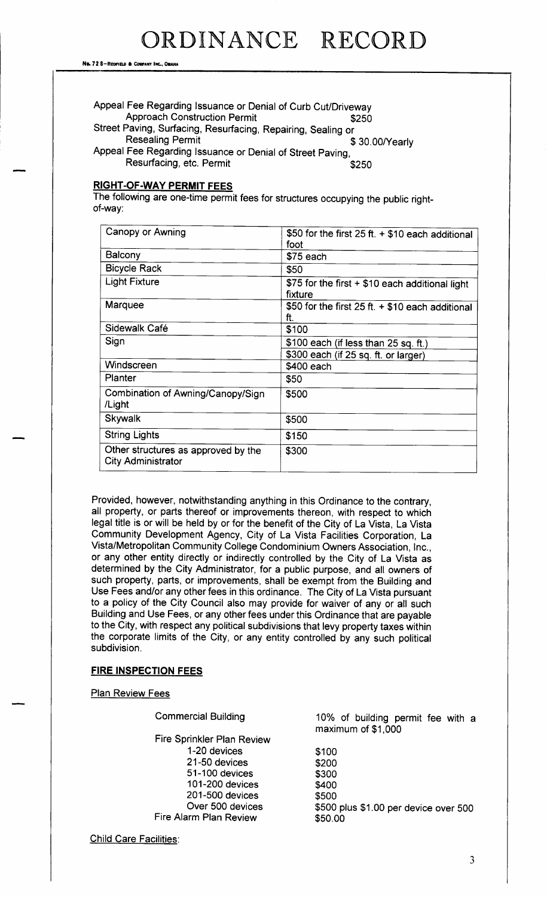Appeal Fee Regarding Issuance or Denial of Curb Cut/Driveway Approach Construction Permit $250

Street Paving, Surfacing, Resurfacing, Repairing, Sealing or Resealing Permit $ 30.00/Yearly

Appeal Fee Regarding Issuance or Denial of Street Paving, Resurfacing, etc. Permit $250

**RIGHT-OF-WAY PERMIT FEES**

The following are one-time permit fees for structures occupying the public right-of-way:

| Canopy or Awning | $50 for the first 25 ft. + $10 each additional foot |
|---|---|
| Balcony | $75 each |
| Bicycle Rack | $50 |
| Light Fixture | $75 for the first + $10 each additional light fixture |
| Marquee | $50 for the first 25 ft. + $10 each additional ft. |
| Sidewalk Café | $100 |
| Sign | $100 each (if less than 25 sq. ft.)<br>$300 each (if 25 sq. ft. or larger) |
| Windscreen | $400 each |
| Planter | $50 |
| Combination of Awning/Canopy/Sign /Light | $500 |
| Skywalk | $500 |
| String Lights | $150 |
| Other structures as approved by the City Administrator | $300 |

Provided, however, notwithstanding anything in this Ordinance to the contrary, all property, or parts thereof or improvements thereon, with respect to which legal title is or will be held by or for the benefit of the City of La Vista, La Vista Community Development Agency, City of La Vista Facilities Corporation, La Vista/Metropolitan Community College Condominium Owners Association, Inc., or any other entity directly or indirectly controlled by the City of La Vista as determined by the City Administrator, for a public purpose, and all owners of such property, parts, or improvements, shall be exempt from the Building and Use Fees and/or any other fees in this ordinance. The City of La Vista pursuant to a policy of the City Council also may provide for waiver of any or all such Building and Use Fees, or any other fees under this Ordinance that are payable to the City, with respect any political subdivisions that levy property taxes within the corporate limits of the City, or any entity controlled by any such political subdivision.

**FIRE INSPECTION FEES**

Plan Review Fees

Commercial Building — 10% of building permit fee with a maximum of $1,000

Fire Sprinkler Plan Review

- 1-20 devices — $100
- 21-50 devices — $200
- 51-100 devices — $300
- 101-200 devices — $400
- 201-500 devices — $500
- Over 500 devices — $500 plus $1.00 per device over 500

Fire Alarm Plan Review — $50.00

Child Care Facilities: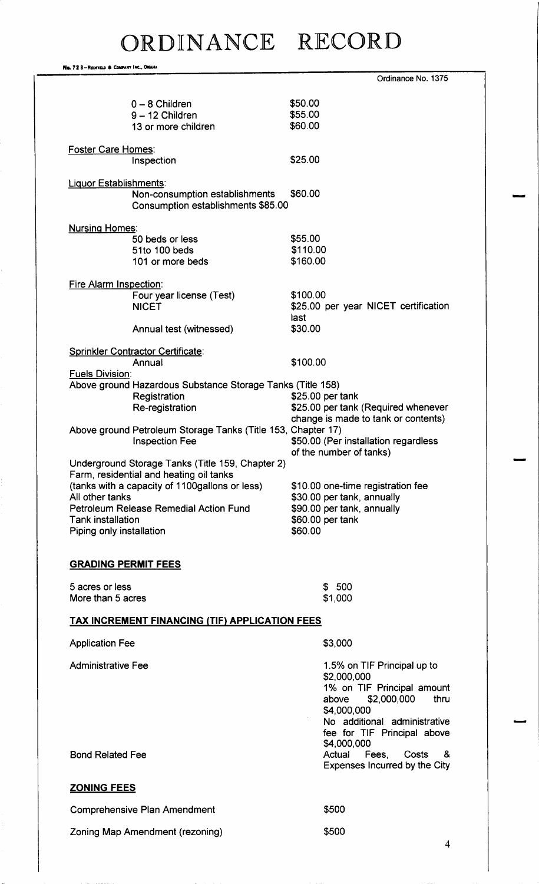# ORDINANCE RECORD

Ordinance No. 1375

| | |
|---|---|
| 0 – 8 Children | $50.00 |
| 9 – 12 Children | $55.00 |
| 13 or more children | $60.00 |

Foster Care Homes:

| | |
|---|---|
| Inspection | $25.00 |

Liquor Establishments:

| | |
|---|---|
| Non-consumption establishments | $60.00 |
| Consumption establishments | $85.00 |

Nursing Homes:

| | |
|---|---|
| 50 beds or less | $55.00 |
| 51to 100 beds | $110.00 |
| 101 or more beds | $160.00 |

Fire Alarm Inspection:

| | |
|---|---|
| Four year license (Test) | $100.00 |
| NICET | $25.00 per year NICET certification last |
| Annual test (witnessed) | $30.00 |

Sprinkler Contractor Certificate:

| | |
|---|---|
| Annual | $100.00 |

Fuels Division:

Above ground Hazardous Substance Storage Tanks (Title 158)

| | |
|---|---|
| Registration | $25.00 per tank |
| Re-registration | $25.00 per tank (Required whenever change is made to tank or contents) |

Above ground Petroleum Storage Tanks (Title 153, Chapter 17)

| | |
|---|---|
| Inspection Fee | $50.00 (Per installation regardless of the number of tanks) |

Underground Storage Tanks (Title 159, Chapter 2)

| | |
|---|---|
| Farm, residential and heating oil tanks (tanks with a capacity of 1100gallons or less) | $10.00 one-time registration fee |
| All other tanks | $30.00 per tank, annually |
| Petroleum Release Remedial Action Fund | $90.00 per tank, annually |
| Tank installation | $60.00 per tank |
| Piping only installation | $60.00 |

**GRADING PERMIT FEES**

| | |
|---|---|
| 5 acres or less | $ 500 |
| More than 5 acres | $1,000 |

**TAX INCREMENT FINANCING (TIF) APPLICATION FEES**

| | |
|---|---|
| Application Fee | $3,000 |
| Administrative Fee | 1.5% on TIF Principal up to $2,000,000<br>1% on TIF Principal amount above $2,000,000 thru $4,000,000<br>No additional administrative fee for TIF Principal above $4,000,000 |
| Bond Related Fee | Actual Fees, Costs & Expenses Incurred by the City |

**ZONING FEES**

| | |
|---|---|
| Comprehensive Plan Amendment | $500 |
| Zoning Map Amendment (rezoning) | $500 |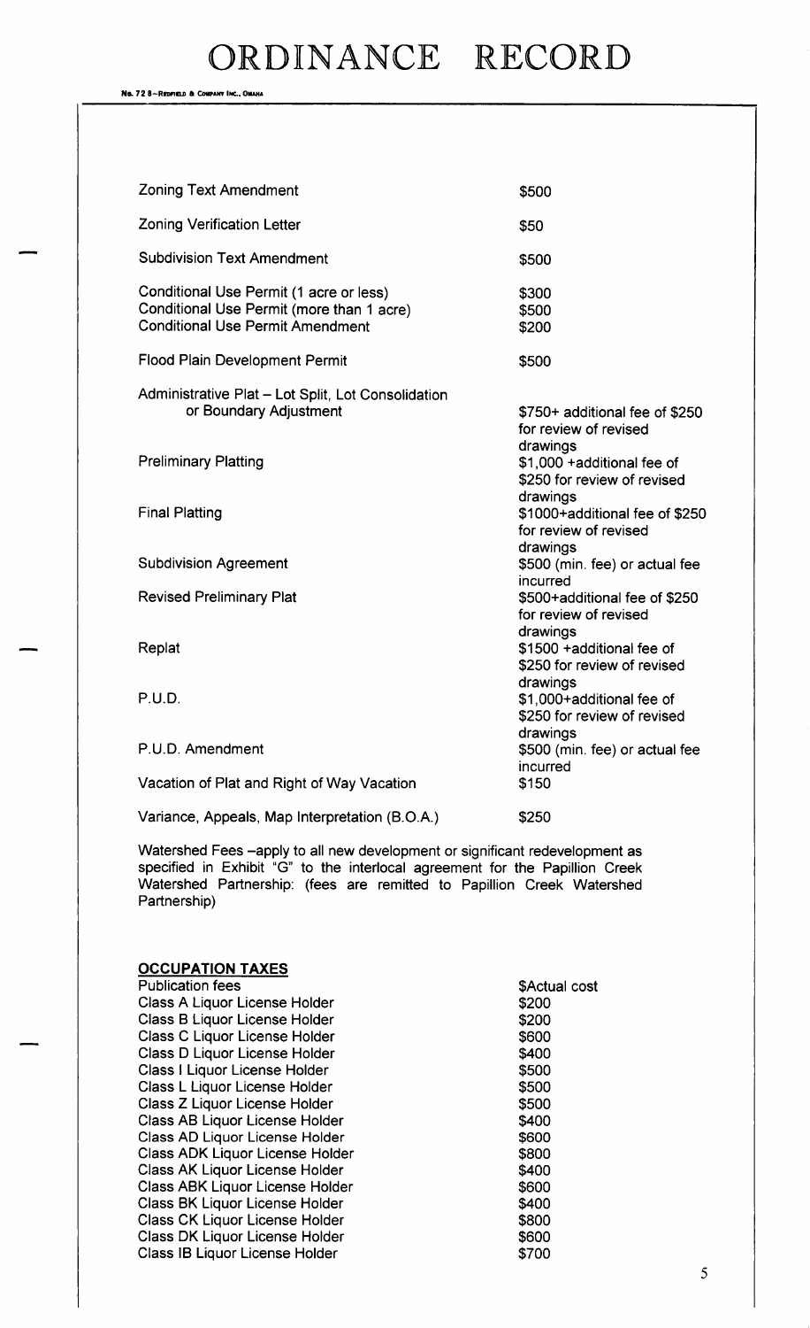# ORDINANCE RECORD

| | |
|---|---|
| Zoning Text Amendment | $500 |
| Zoning Verification Letter | $50 |
| Subdivision Text Amendment | $500 |
| Conditional Use Permit (1 acre or less) | $300 |
| Conditional Use Permit (more than 1 acre) | $500 |
| Conditional Use Permit Amendment | $200 |
| Flood Plain Development Permit | $500 |
| Administrative Plat – Lot Split, Lot Consolidation or Boundary Adjustment | $750+ additional fee of $250 for review of revised drawings |
| Preliminary Platting | $1,000 +additional fee of $250 for review of revised drawings |
| Final Platting | $1000+additional fee of $250 for review of revised drawings |
| Subdivision Agreement | $500 (min. fee) or actual fee incurred |
| Revised Preliminary Plat | $500+additional fee of $250 for review of revised drawings |
| Replat | $1500 +additional fee of $250 for review of revised drawings |
| P.U.D. | $1,000+additional fee of $250 for review of revised drawings |
| P.U.D. Amendment | $500 (min. fee) or actual fee incurred |
| Vacation of Plat and Right of Way Vacation | $150 |
| Variance, Appeals, Map Interpretation (B.O.A.) | $250 |

Watershed Fees –apply to all new development or significant redevelopment as specified in Exhibit "G" to the interlocal agreement for the Papillion Creek Watershed Partnership: (fees are remitted to Papillion Creek Watershed Partnership)

**OCCUPATION TAXES**

| | |
|---|---|
| Publication fees | $Actual cost |
| Class A Liquor License Holder | $200 |
| Class B Liquor License Holder | $200 |
| Class C Liquor License Holder | $600 |
| Class D Liquor License Holder | $400 |
| Class I Liquor License Holder | $500 |
| Class L Liquor License Holder | $500 |
| Class Z Liquor License Holder | $500 |
| Class AB Liquor License Holder | $400 |
| Class AD Liquor License Holder | $600 |
| Class ADK Liquor License Holder | $800 |
| Class AK Liquor License Holder | $400 |
| Class ABK Liquor License Holder | $600 |
| Class BK Liquor License Holder | $400 |
| Class CK Liquor License Holder | $800 |
| Class DK Liquor License Holder | $600 |
| Class IB Liquor License Holder | $700 |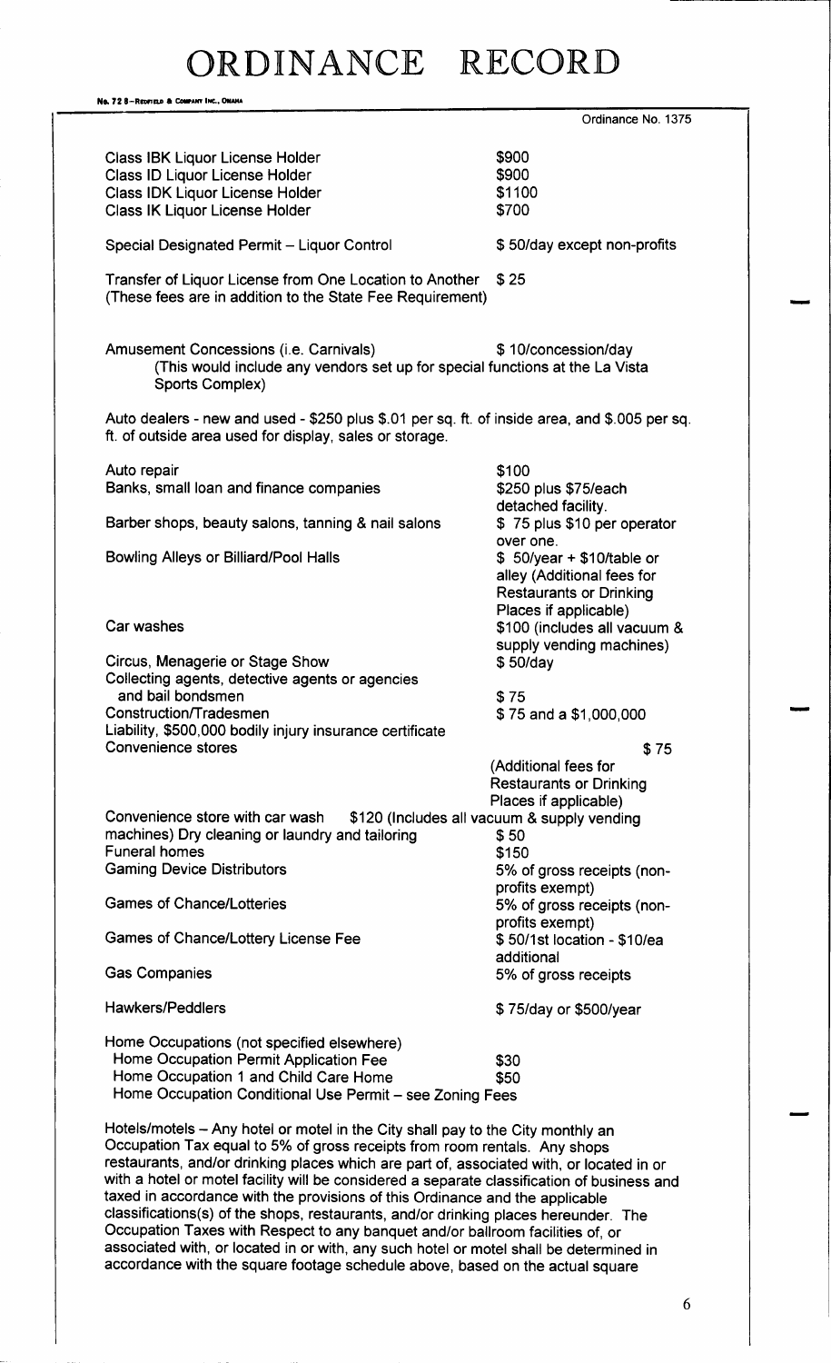# ORDINANCE RECORD

No. 72 8—REDFIELD & COMPANY INC., OMAHA

Ordinance No. 1375

| | |
|---|---|
| Class IBK Liquor License Holder | $900 |
| Class ID Liquor License Holder | $900 |
| Class IDK Liquor License Holder | $1100 |
| Class IK Liquor License Holder | $700 |
| Special Designated Permit – Liquor Control | $ 50/day except non-profits |
| Transfer of Liquor License from One Location to Another (These fees are in addition to the State Fee Requirement) | $ 25 |
| Amusement Concessions (i.e. Carnivals) (This would include any vendors set up for special functions at the La Vista Sports Complex) | $ 10/concession/day |

Auto dealers - new and used - $250 plus $.01 per sq. ft. of inside area, and $.005 per sq. ft. of outside area used for display, sales or storage.

| | |
|---|---|
| Auto repair | $100 |
| Banks, small loan and finance companies | $250 plus $75/each detached facility. |
| Barber shops, beauty salons, tanning & nail salons | $ 75 plus $10 per operator over one. |
| Bowling Alleys or Billiard/Pool Halls | $ 50/year + $10/table or alley (Additional fees for Restaurants or Drinking Places if applicable) |
| Car washes | $100 (includes all vacuum & supply vending machines) |
| Circus, Menagerie or Stage Show | $ 50/day |
| Collecting agents, detective agents or agencies and bail bondsmen | $ 75 |
| Construction/Tradesmen Liability, $500,000 bodily injury insurance certificate | $ 75 and a $1,000,000 |
| Convenience stores | $ 75 (Additional fees for Restaurants or Drinking Places if applicable) |
| Convenience store with car wash | $120 (Includes all vacuum & supply vending machines) |
| Dry cleaning or laundry and tailoring | $ 50 |
| Funeral homes | $150 |
| Gaming Device Distributors | 5% of gross receipts (non-profits exempt) |
| Games of Chance/Lotteries | 5% of gross receipts (non-profits exempt) |
| Games of Chance/Lottery License Fee | $ 50/1st location - $10/ea additional |
| Gas Companies | 5% of gross receipts |
| Hawkers/Peddlers | $ 75/day or $500/year |

Home Occupations (not specified elsewhere)

| | |
|---|---|
| Home Occupation Permit Application Fee | $30 |
| Home Occupation 1 and Child Care Home | $50 |
| Home Occupation Conditional Use Permit – see Zoning Fees | |

Hotels/motels – Any hotel or motel in the City shall pay to the City monthly an Occupation Tax equal to 5% of gross receipts from room rentals. Any shops restaurants, and/or drinking places which are part of, associated with, or located in or with a hotel or motel facility will be considered a separate classification of business and taxed in accordance with the provisions of this Ordinance and the applicable classifications(s) of the shops, restaurants, and/or drinking places hereunder. The Occupation Taxes with Respect to any banquet and/or ballroom facilities of, or associated with, or located in or with, any such hotel or motel shall be determined in accordance with the square footage schedule above, based on the actual square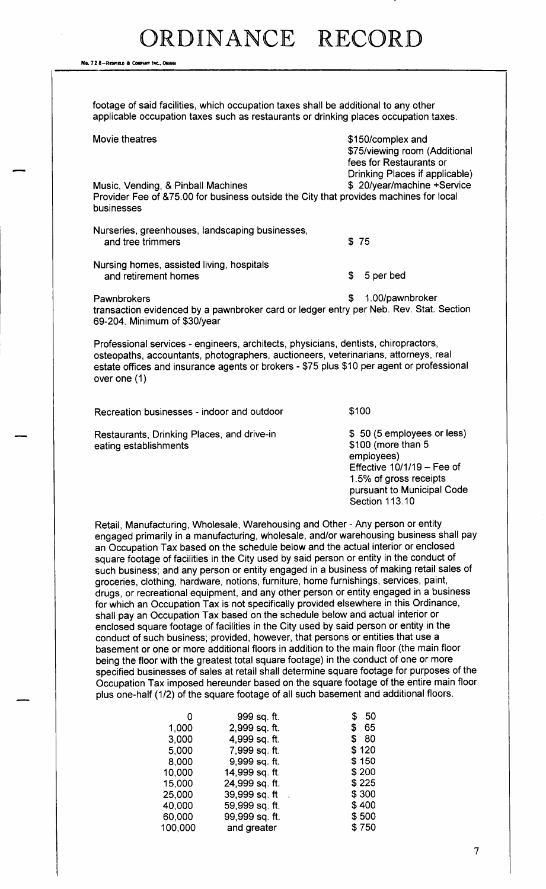footage of said facilities, which occupation taxes shall be additional to any other applicable occupation taxes such as restaurants or drinking places occupation taxes.

| | |
|---|---|
| Movie theatres | $150/complex and $75/viewing room (Additional fees for Restaurants or Drinking Places if applicable) |
| Music, Vending, & Pinball Machines | $ 20/year/machine +Service |

Provider Fee of &75.00 for business outside the City that provides machines for local businesses

| | |
|---|---|
| Nurseries, greenhouses, landscaping businesses, and tree trimmers | $ 75 |
| Nursing homes, assisted living, hospitals and retirement homes | $ 5 per bed |
| Pawnbrokers | $ 1.00/pawnbroker |

transaction evidenced by a pawnbroker card or ledger entry per Neb. Rev. Stat. Section 69-204. Minimum of $30/year

Professional services - engineers, architects, physicians, dentists, chiropractors, osteopaths, accountants, photographers, auctioneers, veterinarians, attorneys, real estate offices and insurance agents or brokers - $75 plus $10 per agent or professional over one (1)

| | |
|---|---|
| Recreation businesses - indoor and outdoor | $100 |
| Restaurants, Drinking Places, and drive-in eating establishments | $ 50 (5 employees or less) $100 (more than 5 employees) Effective 10/1/19 – Fee of 1.5% of gross receipts pursuant to Municipal Code Section 113.10 |

Retail, Manufacturing, Wholesale, Warehousing and Other - Any person or entity engaged primarily in a manufacturing, wholesale, and/or warehousing business shall pay an Occupation Tax based on the schedule below and the actual interior or enclosed square footage of facilities in the City used by said person or entity in the conduct of such business; and any person or entity engaged in a business of making retail sales of groceries, clothing, hardware, notions, furniture, home furnishings, services, paint, drugs, or recreational equipment, and any other person or entity engaged in a business for which an Occupation Tax is not specifically provided elsewhere in this Ordinance, shall pay an Occupation Tax based on the schedule below and actual interior or enclosed square footage of facilities in the City used by said person or entity in the conduct of such business; provided, however, that persons or entities that use a basement or one or more additional floors in addition to the main floor (the main floor being the floor with the greatest total square footage) in the conduct of one or more specified businesses of sales at retail shall determine square footage for purposes of the Occupation Tax imposed hereunder based on the square footage of the entire main floor plus one-half (1/2) of the square footage of all such basement and additional floors.

| | | |
|---|---|---|
| 0 | 999 sq. ft. | $ 50 |
| 1,000 | 2,999 sq. ft. | $ 65 |
| 3,000 | 4,999 sq. ft. | $ 80 |
| 5,000 | 7,999 sq. ft. | $ 120 |
| 8,000 | 9,999 sq. ft. | $ 150 |
| 10,000 | 14,999 sq. ft. | $ 200 |
| 15,000 | 24,999 sq. ft. | $ 225 |
| 25,000 | 39,999 sq. ft | $ 300 |
| 40,000 | 59,999 sq. ft. | $ 400 |
| 60,000 | 99,999 sq. ft. | $ 500 |
| 100,000 | and greater | $ 750 |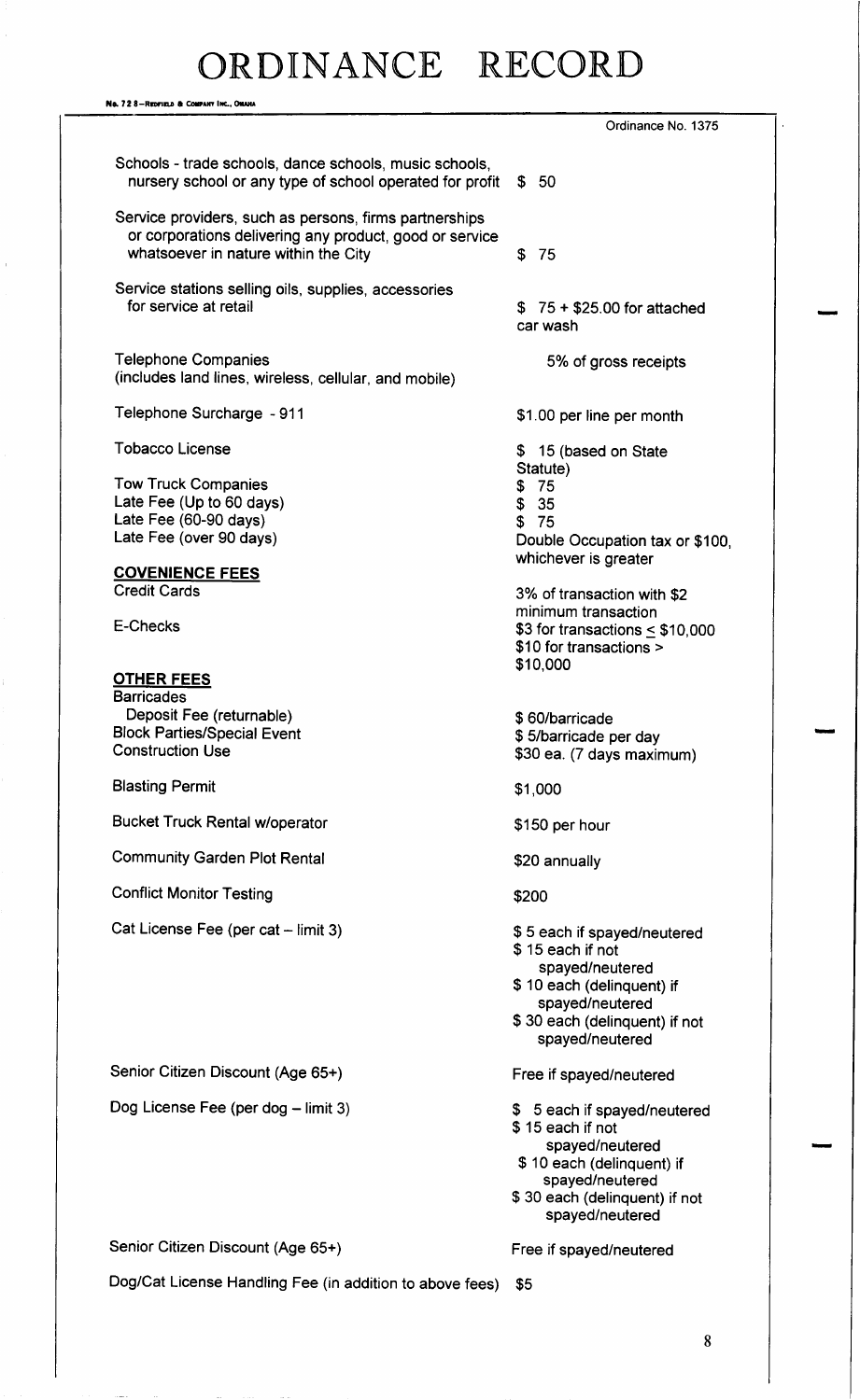# ORDINANCE RECORD

No. 728—REDFIELD & COMPANY INC., OMAHA

Ordinance No. 1375

| | |
|---|---|
| Schools - trade schools, dance schools, music schools, nursery school or any type of school operated for profit | $ 50 |
| Service providers, such as persons, firms partnerships or corporations delivering any product, good or service whatsoever in nature within the City | $ 75 |
| Service stations selling oils, supplies, accessories for service at retail | $ 75 + $25.00 for attached car wash |
| Telephone Companies (includes land lines, wireless, cellular, and mobile) | 5% of gross receipts |
| Telephone Surcharge - 911 | $1.00 per line per month |
| Tobacco License | $ 15 (based on State Statute) |
| Tow Truck Companies | $ 75 |
| Late Fee (Up to 60 days) | $ 35 |
| Late Fee (60-90 days) | $ 75 |
| Late Fee (over 90 days) | Double Occupation tax or $100, whichever is greater |

**COVENIENCE FEES**

| | |
|---|---|
| Credit Cards | 3% of transaction with $2 minimum transaction |
| E-Checks | $3 for transactions ≤ $10,000<br>$10 for transactions > $10,000 |

**OTHER FEES**

| | |
|---|---|
| Barricades | |
| Deposit Fee (returnable) | $ 60/barricade |
| Block Parties/Special Event | $ 5/barricade per day |
| Construction Use | $30 ea. (7 days maximum) |
| Blasting Permit | $1,000 |
| Bucket Truck Rental w/operator | $150 per hour |
| Community Garden Plot Rental | $20 annually |
| Conflict Monitor Testing | $200 |
| Cat License Fee (per cat – limit 3) | $ 5 each if spayed/neutered<br>$ 15 each if not spayed/neutered<br>$ 10 each (delinquent) if spayed/neutered<br>$ 30 each (delinquent) if not spayed/neutered |
| Senior Citizen Discount (Age 65+) | Free if spayed/neutered |
| Dog License Fee (per dog – limit 3) | $ 5 each if spayed/neutered<br>$ 15 each if not spayed/neutered<br>$ 10 each (delinquent) if spayed/neutered<br>$ 30 each (delinquent) if not spayed/neutered |
| Senior Citizen Discount (Age 65+) | Free if spayed/neutered |
| Dog/Cat License Handling Fee (in addition to above fees) | $5 |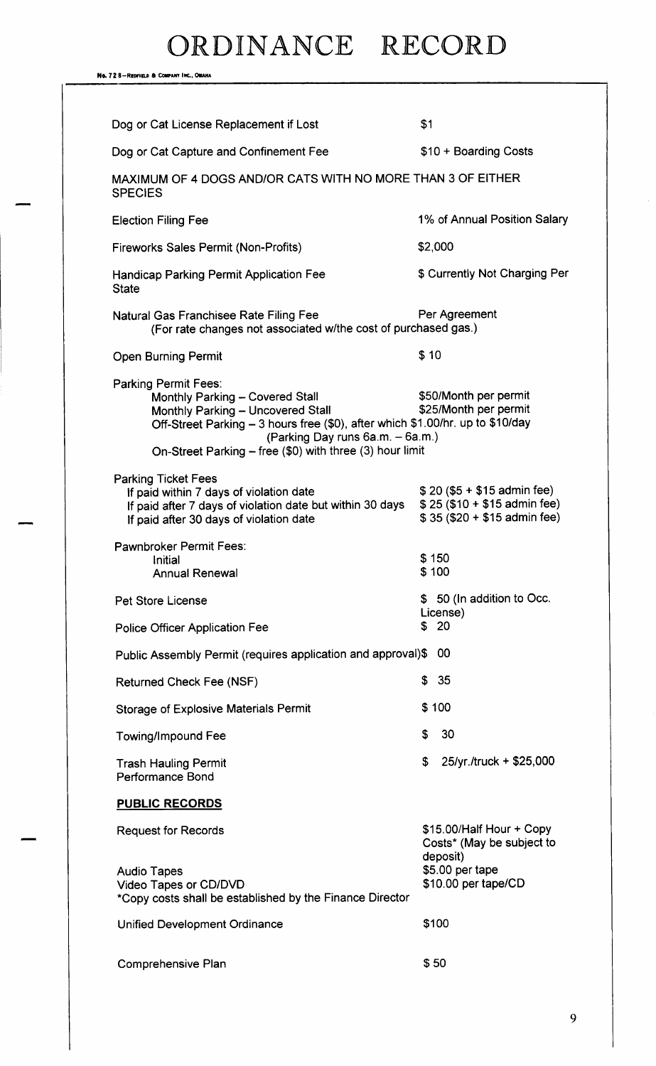# ORDINANCE RECORD

No. 72 8—REDFIELD & COMPANY INC., OMAHA

| | |
|---|---|
| Dog or Cat License Replacement if Lost | $1 |
| Dog or Cat Capture and Confinement Fee | $10 + Boarding Costs |

MAXIMUM OF 4 DOGS AND/OR CATS WITH NO MORE THAN 3 OF EITHER SPECIES

| | |
|---|---|
| Election Filing Fee | 1% of Annual Position Salary |
| Fireworks Sales Permit (Non-Profits) | $2,000 |
| Handicap Parking Permit Application Fee | $ Currently Not Charging Per State |
| Natural Gas Franchisee Rate Filing Fee (For rate changes not associated w/the cost of purchased gas.) | Per Agreement |
| Open Burning Permit | $ 10 |

Parking Permit Fees:

| | |
|---|---|
| Monthly Parking – Covered Stall | $50/Month per permit |
| Monthly Parking – Uncovered Stall | $25/Month per permit |

Off-Street Parking – 3 hours free ($0), after which $1.00/hr. up to $10/day
(Parking Day runs 6a.m. – 6a.m.)
On-Street Parking – free ($0) with three (3) hour limit

Parking Ticket Fees

| | |
|---|---|
| If paid within 7 days of violation date | $ 20 ($5 + $15 admin fee) |
| If paid after 7 days of violation date but within 30 days | $ 25 ($10 + $15 admin fee) |
| If paid after 30 days of violation date | $ 35 ($20 + $15 admin fee) |

Pawnbroker Permit Fees:

| | |
|---|---|
| Initial | $ 150 |
| Annual Renewal | $ 100 |

| | |
|---|---|
| Pet Store License | $ 50 (In addition to Occ. License) |
| Police Officer Application Fee | $ 20 |
| Public Assembly Permit (requires application and approval) | $ 00 |
| Returned Check Fee (NSF) | $ 35 |
| Storage of Explosive Materials Permit | $ 100 |
| Towing/Impound Fee | $ 30 |
| Trash Hauling Permit Performance Bond | $ 25/yr./truck + $25,000 |

**PUBLIC RECORDS**

| | |
|---|---|
| Request for Records | $15.00/Half Hour + Copy Costs* (May be subject to deposit) |
| Audio Tapes | $5.00 per tape |
| Video Tapes or CD/DVD | $10.00 per tape/CD |

*Copy costs shall be established by the Finance Director

| | |
|---|---|
| Unified Development Ordinance | $100 |
| Comprehensive Plan | $ 50 |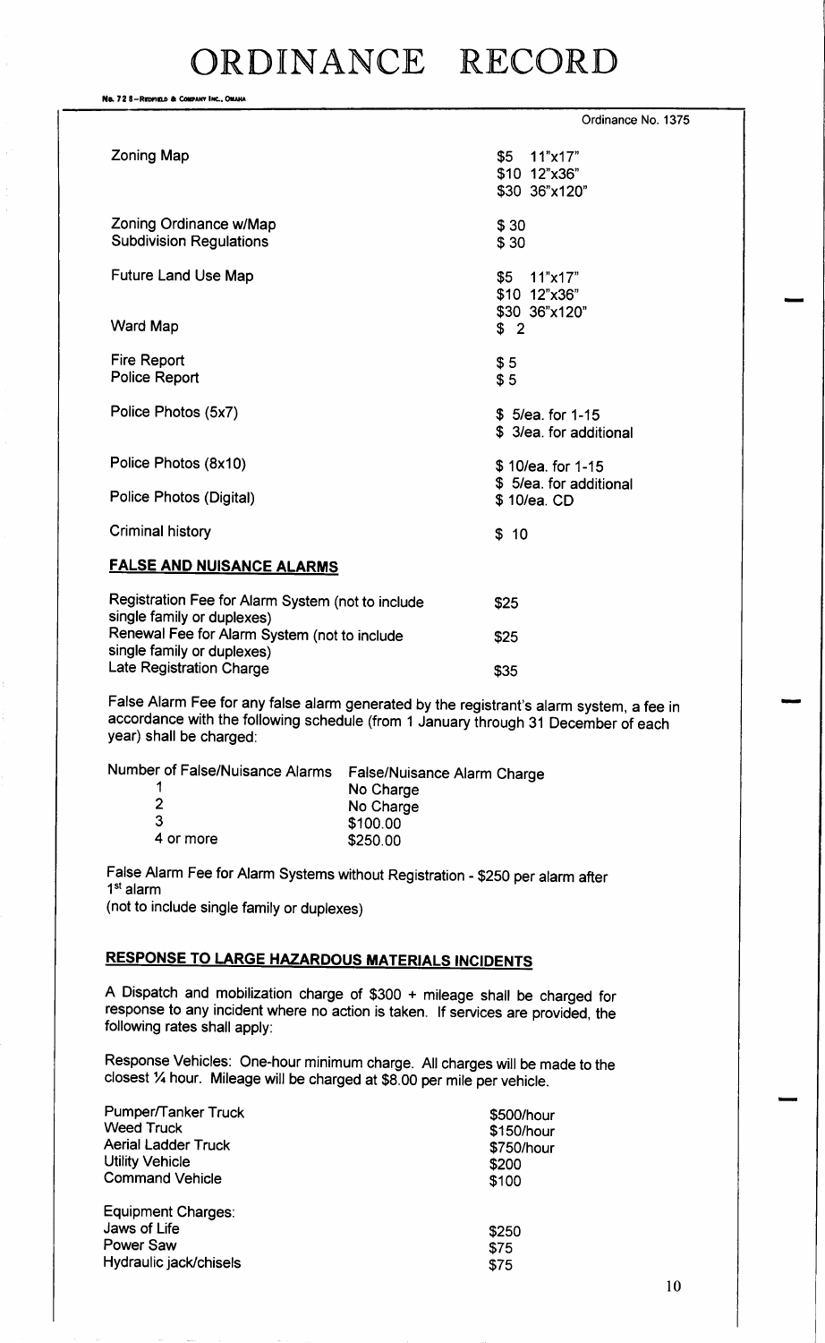Ordinance No. 1375

| | |
|---|---|
| Zoning Map | $5 11"x17"<br>$10 12"x36"<br>$30 36"x120" |
| Zoning Ordinance w/Map | $ 30 |
| Subdivision Regulations | $ 30 |
| Future Land Use Map | $5 11"x17"<br>$10 12"x36"<br>$30 36"x120" |
| Ward Map | $ 2 |
| Fire Report | $ 5 |
| Police Report | $ 5 |
| Police Photos (5x7) | $ 5/ea. for 1-15<br>$ 3/ea. for additional |
| Police Photos (8x10) | $ 10/ea. for 1-15<br>$ 5/ea. for additional |
| Police Photos (Digital) | $ 10/ea. CD |
| Criminal history | $ 10 |

## FALSE AND NUISANCE ALARMS

| | |
|---|---|
| Registration Fee for Alarm System (not to include single family or duplexes) | $25 |
| Renewal Fee for Alarm System (not to include single family or duplexes) | $25 |
| Late Registration Charge | $35 |

False Alarm Fee for any false alarm generated by the registrant's alarm system, a fee in accordance with the following schedule (from 1 January through 31 December of each year) shall be charged:

| Number of False/Nuisance Alarms | False/Nuisance Alarm Charge |
|---|---|
| 1 | No Charge |
| 2 | No Charge |
| 3 | $100.00 |
| 4 or more | $250.00 |

False Alarm Fee for Alarm Systems without Registration - $250 per alarm after 1st alarm
(not to include single family or duplexes)

## RESPONSE TO LARGE HAZARDOUS MATERIALS INCIDENTS

A Dispatch and mobilization charge of $300 + mileage shall be charged for response to any incident where no action is taken. If services are provided, the following rates shall apply:

Response Vehicles: One-hour minimum charge. All charges will be made to the closest ¼ hour. Mileage will be charged at $8.00 per mile per vehicle.

| | |
|---|---|
| Pumper/Tanker Truck | $500/hour |
| Weed Truck | $150/hour |
| Aerial Ladder Truck | $750/hour |
| Utility Vehicle | $200 |
| Command Vehicle | $100 |

Equipment Charges:

| | |
|---|---|
| Jaws of Life | $250 |
| Power Saw | $75 |
| Hydraulic jack/chisels | $75 |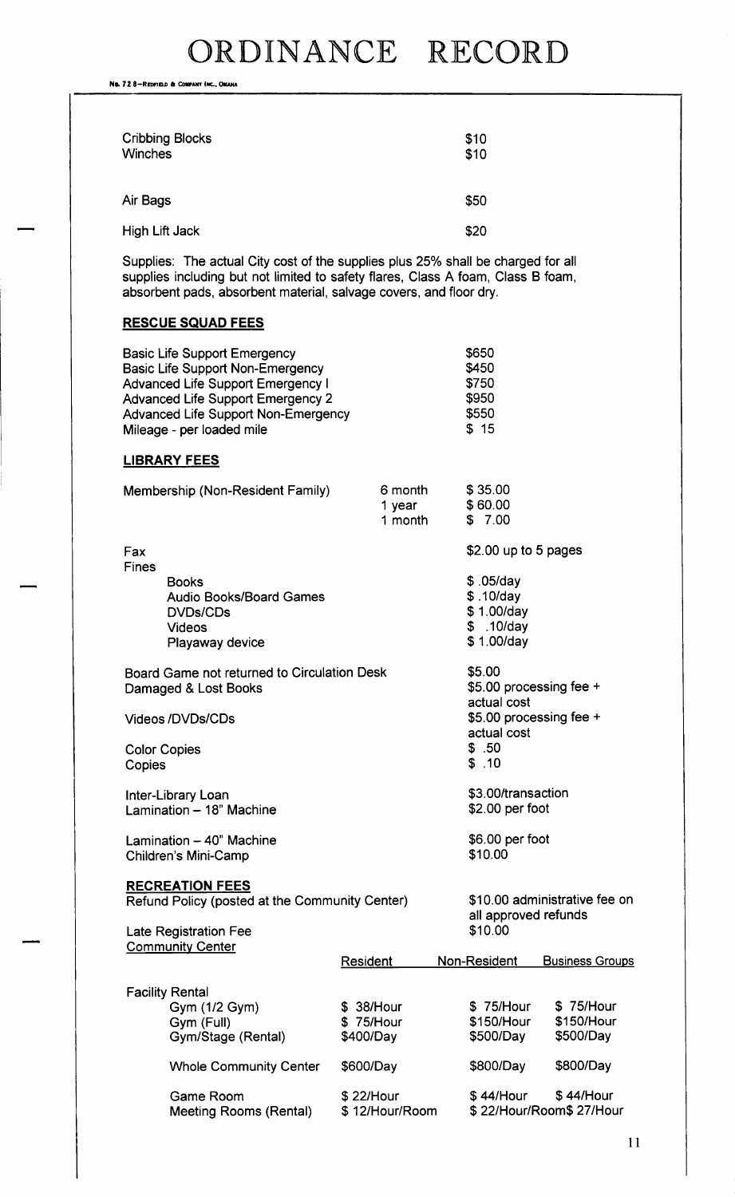# ORDINANCE RECORD

| | |
|---|---|
| Cribbing Blocks | $10 |
| Winches | $10 |
| Air Bags | $50 |
| High Lift Jack | $20 |

Supplies: The actual City cost of the supplies plus 25% shall be charged for all supplies including but not limited to safety flares, Class A foam, Class B foam, absorbent pads, absorbent material, salvage covers, and floor dry.

**RESCUE SQUAD FEES**

| | |
|---|---|
| Basic Life Support Emergency | $650 |
| Basic Life Support Non-Emergency | $450 |
| Advanced Life Support Emergency I | $750 |
| Advanced Life Support Emergency 2 | $950 |
| Advanced Life Support Non-Emergency | $550 |
| Mileage - per loaded mile | $ 15 |

**LIBRARY FEES**

| | | |
|---|---|---|
| Membership (Non-Resident Family) | 6 month | $ 35.00 |
| | 1 year | $ 60.00 |
| | 1 month | $ 7.00 |
| Fax | | $2.00 up to 5 pages |
| Fines | | |
| Books | | $ .05/day |
| Audio Books/Board Games | | $ .10/day |
| DVDs/CDs | | $ 1.00/day |
| Videos | | $ .10/day |
| Playaway device | | $ 1.00/day |
| Board Game not returned to Circulation Desk | | $5.00 |
| Damaged & Lost Books | | $5.00 processing fee + actual cost |
| Videos /DVDs/CDs | | $5.00 processing fee + actual cost |
| Color Copies | | $ .50 |
| Copies | | $ .10 |
| Inter-Library Loan | | $3.00/transaction |
| Lamination – 18" Machine | | $2.00 per foot |
| Lamination – 40" Machine | | $6.00 per foot |
| Children's Mini-Camp | | $10.00 |

**RECREATION FEES**

| | |
|---|---|
| Refund Policy (posted at the Community Center) | $10.00 administrative fee on all approved refunds |
| Late Registration Fee | $10.00 |

Community Center

| | Resident | Non-Resident | Business Groups |
|---|---|---|---|
| Facility Rental | | | |
| Gym (1/2 Gym) | $ 38/Hour | $ 75/Hour | $ 75/Hour |
| Gym (Full) | $ 75/Hour | $150/Hour | $150/Hour |
| Gym/Stage (Rental) | $400/Day | $500/Day | $500/Day |
| Whole Community Center | $600/Day | $800/Day | $800/Day |
| Game Room | $ 22/Hour | $ 44/Hour | $ 44/Hour |
| Meeting Rooms (Rental) | $ 12/Hour/Room | $ 22/Hour/Room | $ 27/Hour |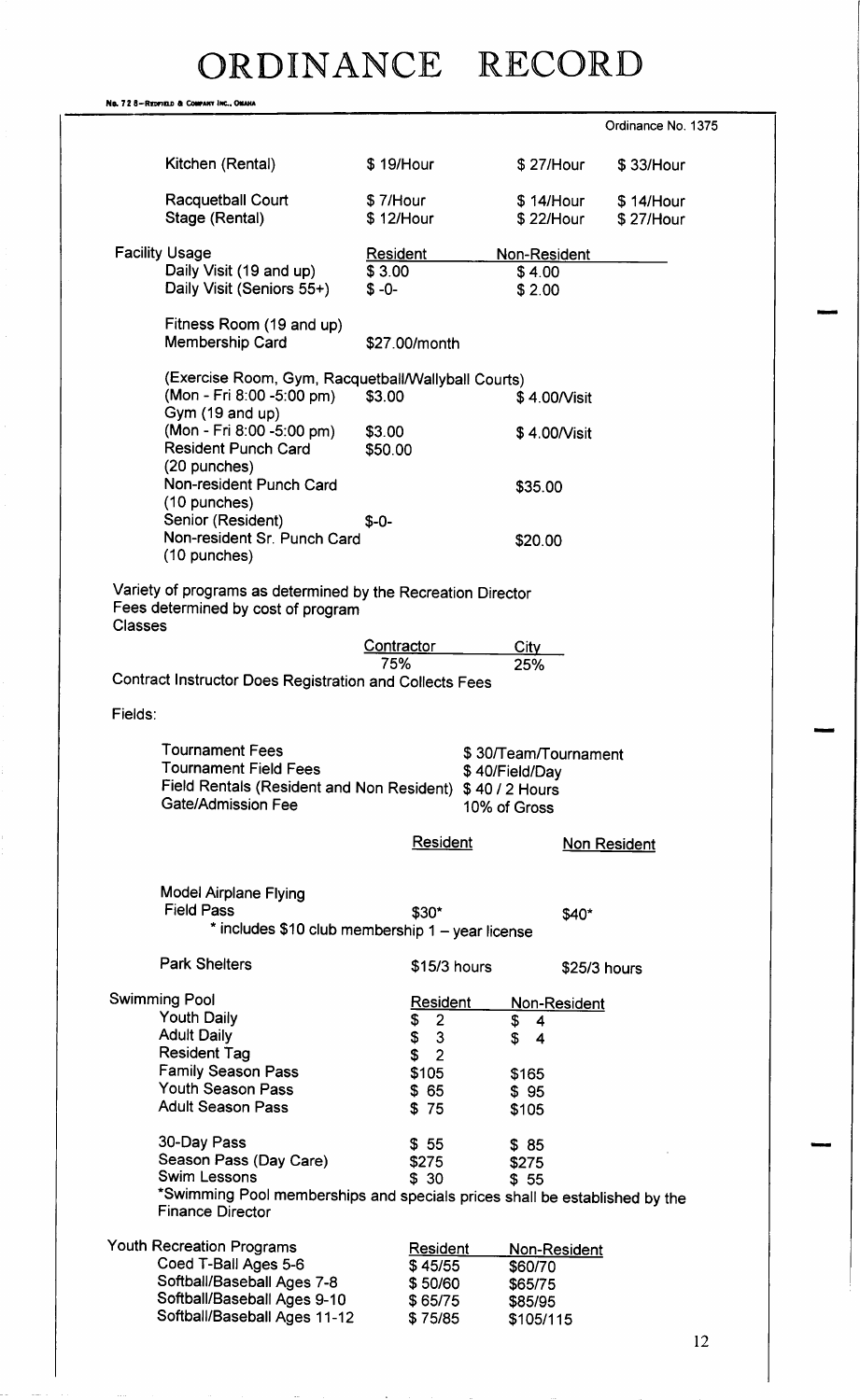# ORDINANCE RECORD

Ordinance No. 1375

| | | | |
|---|---|---|---|
| Kitchen (Rental) | $ 19/Hour | $ 27/Hour | $ 33/Hour |
| Racquetball Court | $ 7/Hour | $ 14/Hour | $ 14/Hour |
| Stage (Rental) | $ 12/Hour | $ 22/Hour | $ 27/Hour |

| Facility Usage | Resident | Non-Resident |
|---|---|---|
| Daily Visit (19 and up) | $ 3.00 | $ 4.00 |
| Daily Visit (Seniors 55+) | $ -0- | $ 2.00 |
| Fitness Room (19 and up) Membership Card | $27.00/month | |
| (Exercise Room, Gym, Racquetball/Wallyball Courts) | | |
| (Mon - Fri 8:00 -5:00 pm) | $3.00 | $ 4.00/Visit |
| Gym (19 and up) (Mon - Fri 8:00 -5:00 pm) | $3.00 | $ 4.00/Visit |
| Resident Punch Card (20 punches) | $50.00 | |
| Non-resident Punch Card (10 punches) | | $35.00 |
| Senior (Resident) | $-0- | |
| Non-resident Sr. Punch Card (10 punches) | | $20.00 |

Variety of programs as determined by the Recreation Director
Fees determined by cost of program
Classes

| Contractor | City |
|---|---|
| 75% | 25% |

Contract Instructor Does Registration and Collects Fees

Fields:

| | |
|---|---|
| Tournament Fees | $ 30/Team/Tournament |
| Tournament Field Fees | $ 40/Field/Day |
| Field Rentals (Resident and Non Resident) | $ 40 / 2 Hours |
| Gate/Admission Fee | 10% of Gross |

| | Resident | Non Resident |
|---|---|---|
| Model Airplane Flying Field Pass | $30* | $40* |
| Park Shelters | $15/3 hours | $25/3 hours |

\* includes $10 club membership 1 – year license

| Swimming Pool | Resident | Non-Resident |
|---|---|---|
| Youth Daily | $ 2 | $ 4 |
| Adult Daily | $ 3 | $ 4 |
| Resident Tag | $ 2 | |
| Family Season Pass | $105 | $165 |
| Youth Season Pass | $ 65 | $ 95 |
| Adult Season Pass | $ 75 | $105 |
| 30-Day Pass | $ 55 | $ 85 |
| Season Pass (Day Care) | $275 | $275 |
| Swim Lessons | $ 30 | $ 55 |

*Swimming Pool memberships and specials prices shall be established by the Finance Director

| Youth Recreation Programs | Resident | Non-Resident |
|---|---|---|
| Coed T-Ball Ages 5-6 | $ 45/55 | $60/70 |
| Softball/Baseball Ages 7-8 | $ 50/60 | $65/75 |
| Softball/Baseball Ages 9-10 | $ 65/75 | $85/95 |
| Softball/Baseball Ages 11-12 | $ 75/85 | $105/115 |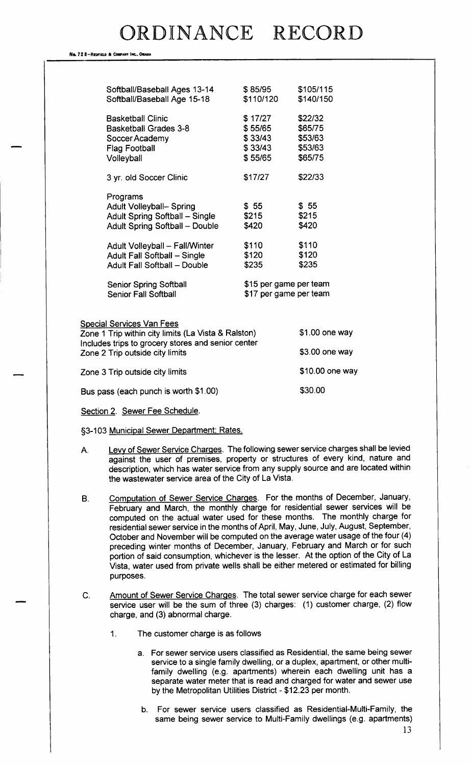| | | |
|---|---|---|
| Softball/Baseball Ages 13-14 | $ 85/95 | $105/115 |
| Softball/Baseball Age 15-18 | $110/120 | $140/150 |
| Basketball Clinic | $ 17/27 | $22/32 |
| Basketball Grades 3-8 | $ 55/65 | $65/75 |
| Soccer Academy | $ 33/43 | $53/63 |
| Flag Football | $ 33/43 | $53/63 |
| Volleyball | $ 55/65 | $65/75 |
| 3 yr. old Soccer Clinic | $17/27 | $22/33 |
| Programs | | |
| Adult Volleyball– Spring | $ 55 | $ 55 |
| Adult Spring Softball – Single | $215 | $215 |
| Adult Spring Softball – Double | $420 | $420 |
| Adult Volleyball – Fall/Winter | $110 | $110 |
| Adult Fall Softball – Single | $120 | $120 |
| Adult Fall Softball – Double | $235 | $235 |
| Senior Spring Softball | $15 per game per team | |
| Senior Fall Softball | $17 per game per team | |

<u>Special Services Van Fees</u>

| | |
|---|---|
| Zone 1 Trip within city limits (La Vista & Ralston) Includes trips to grocery stores and senior center | $1.00 one way |
| Zone 2 Trip outside city limits | $3.00 one way |
| Zone 3 Trip outside city limits | $10.00 one way |
| Bus pass (each punch is worth $1.00) | $30.00 |

<u>Section 2. Sewer Fee Schedule.</u>

<u>§3-103 Municipal Sewer Department; Rates.</u>

A. <u>Levy of Sewer Service Charges</u>. The following sewer service charges shall be levied against the user of premises, property or structures of every kind, nature and description, which has water service from any supply source and are located within the wastewater service area of the City of La Vista.

B. <u>Computation of Sewer Service Charges</u>. For the months of December, January, February and March, the monthly charge for residential sewer services will be computed on the actual water used for these months. The monthly charge for residential sewer service in the months of April, May, June, July, August, September, October and November will be computed on the average water usage of the four (4) preceding winter months of December, January, February and March or for such portion of said consumption, whichever is the lesser. At the option of the City of La Vista, water used from private wells shall be either metered or estimated for billing purposes.

C. <u>Amount of Sewer Service Charges</u>. The total sewer service charge for each sewer service user will be the sum of three (3) charges: (1) customer charge, (2) flow charge, and (3) abnormal charge.

1. The customer charge is as follows

   a. For sewer service users classified as Residential, the same being sewer service to a single family dwelling, or a duplex, apartment, or other multi-family dwelling (e.g. apartments) wherein each dwelling unit has a separate water meter that is read and charged for water and sewer use by the Metropolitan Utilities District - $12.23 per month.

   b. For sewer service users classified as Residential-Multi-Family, the same being sewer service to Multi-Family dwellings (e.g. apartments)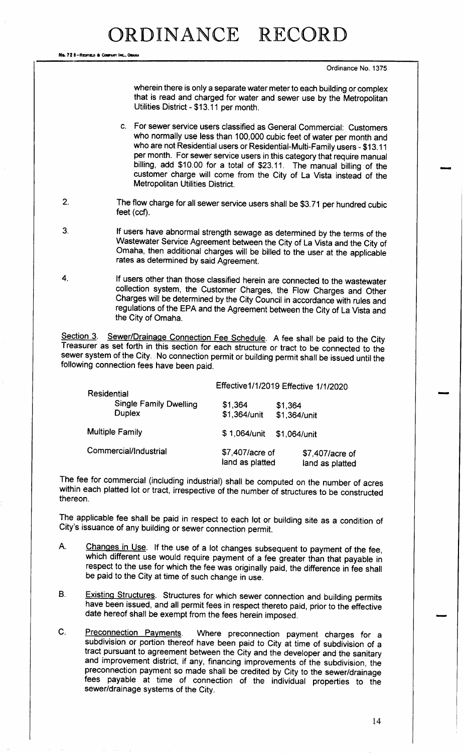wherein there is only a separate water meter to each building or complex that is read and charged for water and sewer use by the Metropolitan Utilities District - $13.11 per month.

c. For sewer service users classified as General Commercial: Customers who normally use less than 100,000 cubic feet of water per month and who are not Residential users or Residential-Multi-Family users - $13.11 per month. For sewer service users in this category that require manual billing, add $10.00 for a total of $23.11. The manual billing of the customer charge will come from the City of La Vista instead of the Metropolitan Utilities District.

2. The flow charge for all sewer service users shall be $3.71 per hundred cubic feet (ccf).

3. If users have abnormal strength sewage as determined by the terms of the Wastewater Service Agreement between the City of La Vista and the City of Omaha, then additional charges will be billed to the user at the applicable rates as determined by said Agreement.

4. If users other than those classified herein are connected to the wastewater collection system, the Customer Charges, the Flow Charges and Other Charges will be determined by the City Council in accordance with rules and regulations of the EPA and the Agreement between the City of La Vista and the City of Omaha.

Section 3. Sewer/Drainage Connection Fee Schedule. A fee shall be paid to the City Treasurer as set forth in this section for each structure or tract to be connected to the sewer system of the City. No connection permit or building permit shall be issued until the following connection fees have been paid.

| | Effective 1/1/2019 | Effective 1/1/2020 |
|---|---|---|
| Residential | | |
| Single Family Dwelling | $1,364 | $1,364 |
| Duplex | $1,364/unit | $1,364/unit |
| Multiple Family | $ 1,064/unit | $1,064/unit |
| Commercial/Industrial | $7,407/acre of land as platted | $7,407/acre of land as platted |

The fee for commercial (including industrial) shall be computed on the number of acres within each platted lot or tract, irrespective of the number of structures to be constructed thereon.

The applicable fee shall be paid in respect to each lot or building site as a condition of City's issuance of any building or sewer connection permit.

A. Changes in Use. If the use of a lot changes subsequent to payment of the fee, which different use would require payment of a fee greater than that payable in respect to the use for which the fee was originally paid, the difference in fee shall be paid to the City at time of such change in use.

B. Existing Structures. Structures for which sewer connection and building permits have been issued, and all permit fees in respect thereto paid, prior to the effective date hereof shall be exempt from the fees herein imposed.

C. Preconnection Payments. Where preconnection payment charges for a subdivision or portion thereof have been paid to City at time of subdivision of a tract pursuant to agreement between the City and the developer and the sanitary and improvement district, if any, financing improvements of the subdivision, the preconnection payment so made shall be credited by City to the sewer/drainage fees payable at time of connection of the individual properties to the sewer/drainage systems of the City.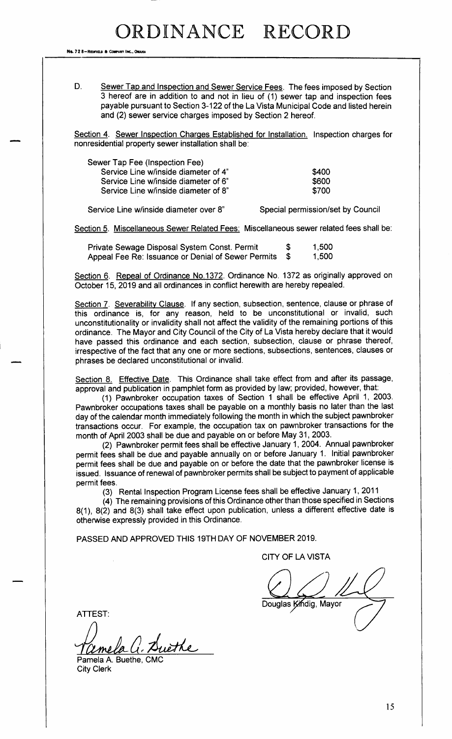# ORDINANCE RECORD

No. 72 8—REDFIELD & COMPANY INC., OMAHA

D. Sewer Tap and Inspection and Sewer Service Fees. The fees imposed by Section 3 hereof are in addition to and not in lieu of (1) sewer tap and inspection fees payable pursuant to Section 3-122 of the La Vista Municipal Code and listed herein and (2) sewer service charges imposed by Section 2 hereof.

Section 4. Sewer Inspection Charges Established for Installation. Inspection charges for nonresidential property sewer installation shall be:

| | |
|---|---|
| Sewer Tap Fee (Inspection Fee) | |
| Service Line w/inside diameter of 4" | $400 |
| Service Line w/inside diameter of 6" | $600 |
| Service Line w/inside diameter of 8" | $700 |
| Service Line w/inside diameter over 8" | Special permission/set by Council |

Section 5. Miscellaneous Sewer Related Fees: Miscellaneous sewer related fees shall be:

| | |
|---|---|
| Private Sewage Disposal System Const. Permit | $ 1,500 |
| Appeal Fee Re: Issuance or Denial of Sewer Permits | $ 1,500 |

Section 6. Repeal of Ordinance No.1372. Ordinance No. 1372 as originally approved on October 15, 2019 and all ordinances in conflict herewith are hereby repealed.

Section 7. Severability Clause. If any section, subsection, sentence, clause or phrase of this ordinance is, for any reason, held to be unconstitutional or invalid, such unconstitutionality or invalidity shall not affect the validity of the remaining portions of this ordinance. The Mayor and City Council of the City of La Vista hereby declare that it would have passed this ordinance and each section, subsection, clause or phrase thereof, irrespective of the fact that any one or more sections, subsections, sentences, clauses or phrases be declared unconstitutional or invalid.

Section 8. Effective Date. This Ordinance shall take effect from and after its passage, approval and publication in pamphlet form as provided by law; provided, however, that:

(1) Pawnbroker occupation taxes of Section 1 shall be effective April 1, 2003. Pawnbroker occupations taxes shall be payable on a monthly basis no later than the last day of the calendar month immediately following the month in which the subject pawnbroker transactions occur. For example, the occupation tax on pawnbroker transactions for the month of April 2003 shall be due and payable on or before May 31, 2003.

(2) Pawnbroker permit fees shall be effective January 1, 2004. Annual pawnbroker permit fees shall be due and payable annually on or before January 1. Initial pawnbroker permit fees shall be due and payable on or before the date that the pawnbroker license is issued. Issuance of renewal of pawnbroker permits shall be subject to payment of applicable permit fees.

(3) Rental Inspection Program License fees shall be effective January 1, 2011

(4) The remaining provisions of this Ordinance other than those specified in Sections 8(1), 8(2) and 8(3) shall take effect upon publication, unless a different effective date is otherwise expressly provided in this Ordinance.

PASSED AND APPROVED THIS 19TH DAY OF NOVEMBER 2019.

CITY OF LA VISTA

Douglas Kindig, Mayor

ATTEST:

Pamela A. Buethe, CMC
City Clerk